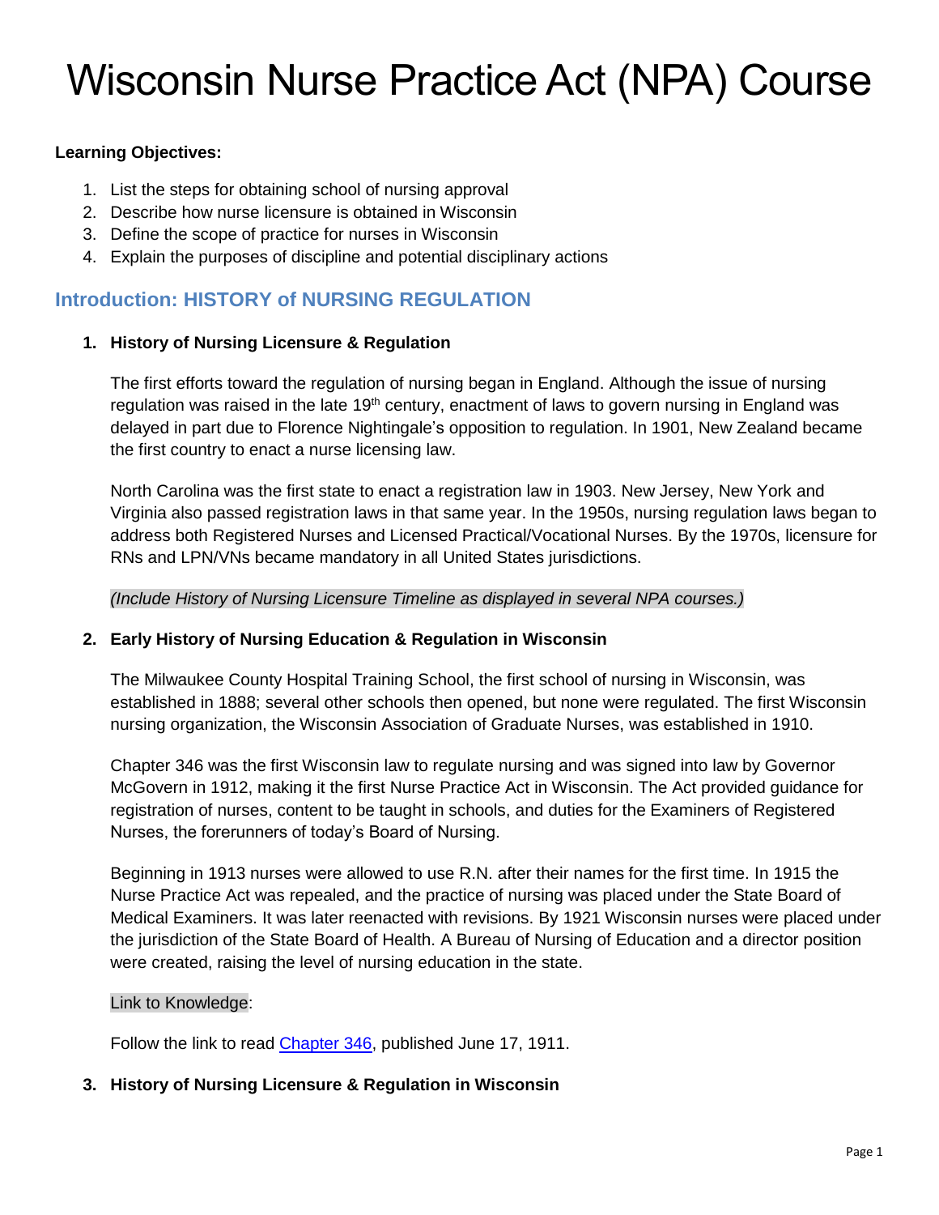# Wisconsin Nurse Practice Act (NPA) Course

**Learning Objectives:**

1. List the steps for obtaining school of nursing approval
2. Describe how nurse licensure is obtained in Wisconsin
3. Define the scope of practice for nurses in Wisconsin
4. Explain the purposes of discipline and potential disciplinary actions

## Introduction: HISTORY of NURSING REGULATION

### 1. History of Nursing Licensure & Regulation

The first efforts toward the regulation of nursing began in England. Although the issue of nursing regulation was raised in the late 19th century, enactment of laws to govern nursing in England was delayed in part due to Florence Nightingale's opposition to regulation. In 1901, New Zealand became the first country to enact a nurse licensing law.

North Carolina was the first state to enact a registration law in 1903. New Jersey, New York and Virginia also passed registration laws in that same year. In the 1950s, nursing regulation laws began to address both Registered Nurses and Licensed Practical/Vocational Nurses. By the 1970s, licensure for RNs and LPN/VNs became mandatory in all United States jurisdictions.

*(Include History of Nursing Licensure Timeline as displayed in several NPA courses.)*

### 2. Early History of Nursing Education & Regulation in Wisconsin

The Milwaukee County Hospital Training School, the first school of nursing in Wisconsin, was established in 1888; several other schools then opened, but none were regulated. The first Wisconsin nursing organization, the Wisconsin Association of Graduate Nurses, was established in 1910.

Chapter 346 was the first Wisconsin law to regulate nursing and was signed into law by Governor McGovern in 1912, making it the first Nurse Practice Act in Wisconsin. The Act provided guidance for registration of nurses, content to be taught in schools, and duties for the Examiners of Registered Nurses, the forerunners of today's Board of Nursing.

Beginning in 1913 nurses were allowed to use R.N. after their names for the first time. In 1915 the Nurse Practice Act was repealed, and the practice of nursing was placed under the State Board of Medical Examiners. It was later reenacted with revisions. By 1921 Wisconsin nurses were placed under the jurisdiction of the State Board of Health. A Bureau of Nursing of Education and a director position were created, raising the level of nursing education in the state.

Link to Knowledge:

Follow the link to read Chapter 346, published June 17, 1911.

### 3. History of Nursing Licensure & Regulation in Wisconsin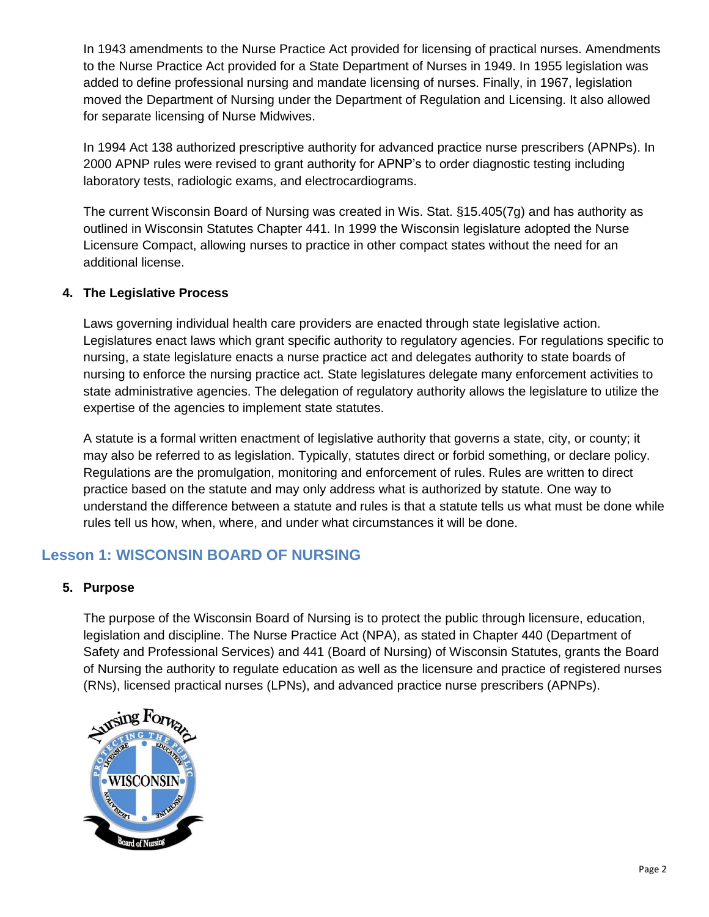In 1943 amendments to the Nurse Practice Act provided for licensing of practical nurses. Amendments to the Nurse Practice Act provided for a State Department of Nurses in 1949. In 1955 legislation was added to define professional nursing and mandate licensing of nurses. Finally, in 1967, legislation moved the Department of Nursing under the Department of Regulation and Licensing. It also allowed for separate licensing of Nurse Midwives.

In 1994 Act 138 authorized prescriptive authority for advanced practice nurse prescribers (APNPs). In 2000 APNP rules were revised to grant authority for APNP's to order diagnostic testing including laboratory tests, radiologic exams, and electrocardiograms.

The current Wisconsin Board of Nursing was created in Wis. Stat. §15.405(7g) and has authority as outlined in Wisconsin Statutes Chapter 441. In 1999 the Wisconsin legislature adopted the Nurse Licensure Compact, allowing nurses to practice in other compact states without the need for an additional license.

**4. The Legislative Process**

Laws governing individual health care providers are enacted through state legislative action. Legislatures enact laws which grant specific authority to regulatory agencies. For regulations specific to nursing, a state legislature enacts a nurse practice act and delegates authority to state boards of nursing to enforce the nursing practice act. State legislatures delegate many enforcement activities to state administrative agencies. The delegation of regulatory authority allows the legislature to utilize the expertise of the agencies to implement state statutes.

A statute is a formal written enactment of legislative authority that governs a state, city, or county; it may also be referred to as legislation. Typically, statutes direct or forbid something, or declare policy. Regulations are the promulgation, monitoring and enforcement of rules. Rules are written to direct practice based on the statute and may only address what is authorized by statute. One way to understand the difference between a statute and rules is that a statute tells us what must be done while rules tell us how, when, where, and under what circumstances it will be done.

## Lesson 1: WISCONSIN BOARD OF NURSING

**5. Purpose**

The purpose of the Wisconsin Board of Nursing is to protect the public through licensure, education, legislation and discipline. The Nurse Practice Act (NPA), as stated in Chapter 440 (Department of Safety and Professional Services) and 441 (Board of Nursing) of Wisconsin Statutes, grants the Board of Nursing the authority to regulate education as well as the licensure and practice of registered nurses (RNs), licensed practical nurses (LPNs), and advanced practice nurse prescribers (APNPs).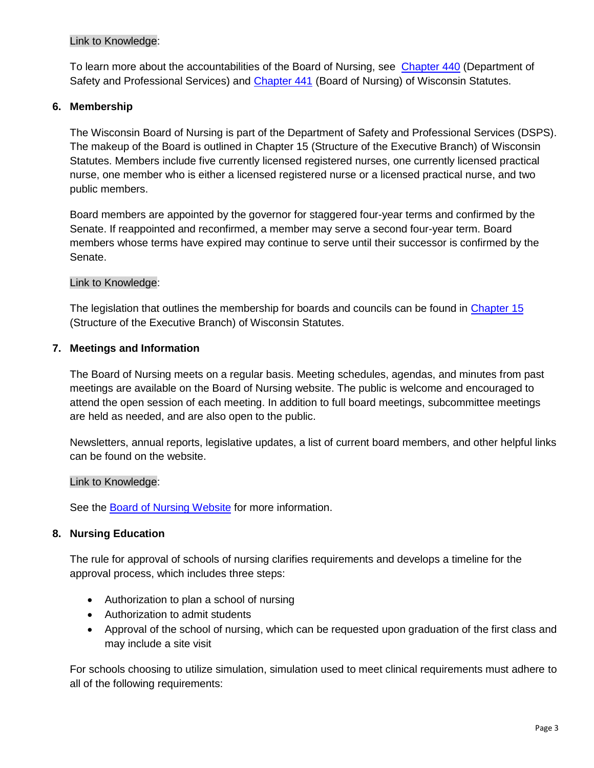Link to Knowledge:

To learn more about the accountabilities of the Board of Nursing, see [Chapter 440](#) (Department of Safety and Professional Services) and [Chapter 441](#) (Board of Nursing) of Wisconsin Statutes.

## 6. Membership

The Wisconsin Board of Nursing is part of the Department of Safety and Professional Services (DSPS). The makeup of the Board is outlined in Chapter 15 (Structure of the Executive Branch) of Wisconsin Statutes. Members include five currently licensed registered nurses, one currently licensed practical nurse, one member who is either a licensed registered nurse or a licensed practical nurse, and two public members.

Board members are appointed by the governor for staggered four-year terms and confirmed by the Senate. If reappointed and reconfirmed, a member may serve a second four-year term. Board members whose terms have expired may continue to serve until their successor is confirmed by the Senate.

Link to Knowledge:

The legislation that outlines the membership for boards and councils can be found in [Chapter 15](#) (Structure of the Executive Branch) of Wisconsin Statutes.

## 7. Meetings and Information

The Board of Nursing meets on a regular basis. Meeting schedules, agendas, and minutes from past meetings are available on the Board of Nursing website. The public is welcome and encouraged to attend the open session of each meeting. In addition to full board meetings, subcommittee meetings are held as needed, and are also open to the public.

Newsletters, annual reports, legislative updates, a list of current board members, and other helpful links can be found on the website.

Link to Knowledge:

See the [Board of Nursing Website](#) for more information.

## 8. Nursing Education

The rule for approval of schools of nursing clarifies requirements and develops a timeline for the approval process, which includes three steps:

- Authorization to plan a school of nursing
- Authorization to admit students
- Approval of the school of nursing, which can be requested upon graduation of the first class and may include a site visit

For schools choosing to utilize simulation, simulation used to meet clinical requirements must adhere to all of the following requirements: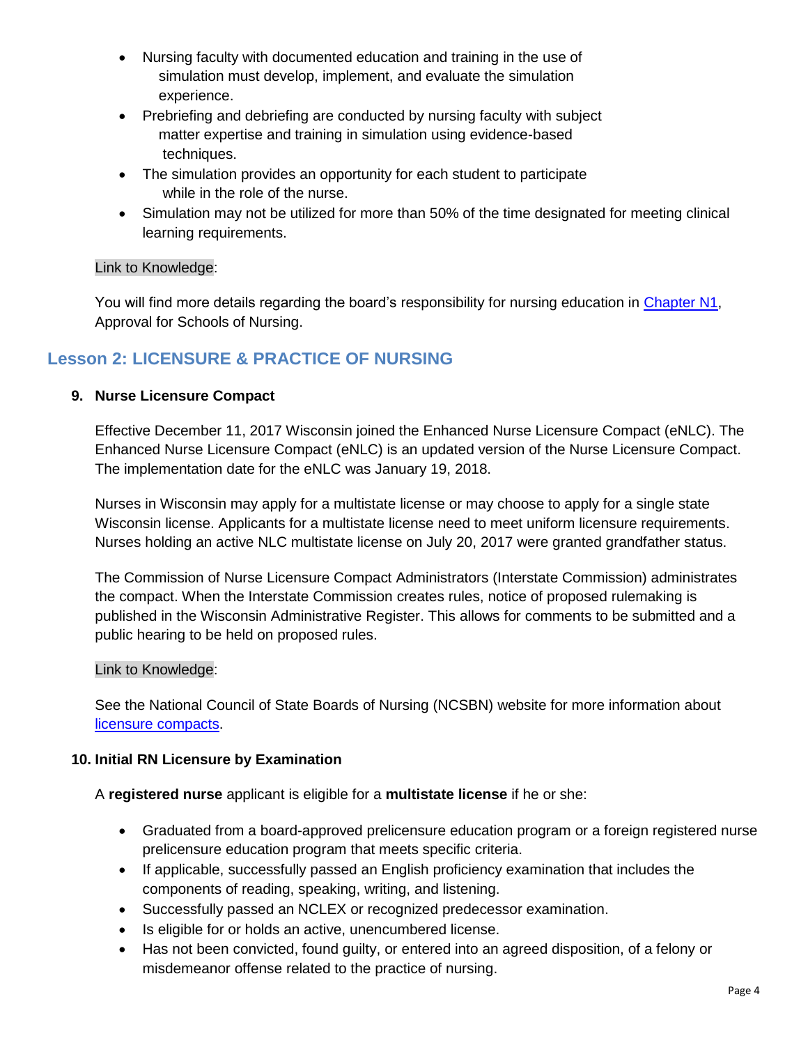- Nursing faculty with documented education and training in the use of simulation must develop, implement, and evaluate the simulation experience.
- Prebriefing and debriefing are conducted by nursing faculty with subject matter expertise and training in simulation using evidence-based techniques.
- The simulation provides an opportunity for each student to participate while in the role of the nurse.
- Simulation may not be utilized for more than 50% of the time designated for meeting clinical learning requirements.

Link to Knowledge:

You will find more details regarding the board's responsibility for nursing education in Chapter N1, Approval for Schools of Nursing.

## Lesson 2: LICENSURE & PRACTICE OF NURSING

### 9. Nurse Licensure Compact

Effective December 11, 2017 Wisconsin joined the Enhanced Nurse Licensure Compact (eNLC). The Enhanced Nurse Licensure Compact (eNLC) is an updated version of the Nurse Licensure Compact. The implementation date for the eNLC was January 19, 2018.

Nurses in Wisconsin may apply for a multistate license or may choose to apply for a single state Wisconsin license. Applicants for a multistate license need to meet uniform licensure requirements. Nurses holding an active NLC multistate license on July 20, 2017 were granted grandfather status.

The Commission of Nurse Licensure Compact Administrators (Interstate Commission) administrates the compact. When the Interstate Commission creates rules, notice of proposed rulemaking is published in the Wisconsin Administrative Register. This allows for comments to be submitted and a public hearing to be held on proposed rules.

Link to Knowledge:

See the National Council of State Boards of Nursing (NCSBN) website for more information about licensure compacts.

### 10. Initial RN Licensure by Examination

A **registered nurse** applicant is eligible for a **multistate license** if he or she:

- Graduated from a board-approved prelicensure education program or a foreign registered nurse prelicensure education program that meets specific criteria.
- If applicable, successfully passed an English proficiency examination that includes the components of reading, speaking, writing, and listening.
- Successfully passed an NCLEX or recognized predecessor examination.
- Is eligible for or holds an active, unencumbered license.
- Has not been convicted, found guilty, or entered into an agreed disposition, of a felony or misdemeanor offense related to the practice of nursing.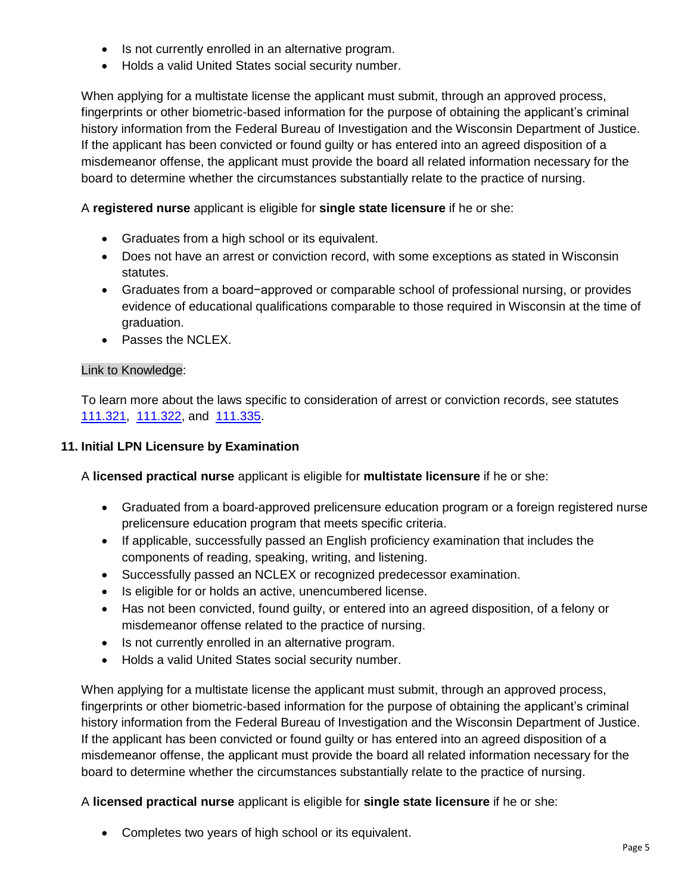- Is not currently enrolled in an alternative program.
- Holds a valid United States social security number.

When applying for a multistate license the applicant must submit, through an approved process, fingerprints or other biometric-based information for the purpose of obtaining the applicant's criminal history information from the Federal Bureau of Investigation and the Wisconsin Department of Justice. If the applicant has been convicted or found guilty or has entered into an agreed disposition of a misdemeanor offense, the applicant must provide the board all related information necessary for the board to determine whether the circumstances substantially relate to the practice of nursing.

A **registered nurse** applicant is eligible for **single state licensure** if he or she:

- Graduates from a high school or its equivalent.
- Does not have an arrest or conviction record, with some exceptions as stated in Wisconsin statutes.
- Graduates from a board−approved or comparable school of professional nursing, or provides evidence of educational qualifications comparable to those required in Wisconsin at the time of graduation.
- Passes the NCLEX.

Link to Knowledge:

To learn more about the laws specific to consideration of arrest or conviction records, see statutes 111.321, 111.322, and 111.335.

### 11. Initial LPN Licensure by Examination

A **licensed practical nurse** applicant is eligible for **multistate licensure** if he or she:

- Graduated from a board-approved prelicensure education program or a foreign registered nurse prelicensure education program that meets specific criteria.
- If applicable, successfully passed an English proficiency examination that includes the components of reading, speaking, writing, and listening.
- Successfully passed an NCLEX or recognized predecessor examination.
- Is eligible for or holds an active, unencumbered license.
- Has not been convicted, found guilty, or entered into an agreed disposition, of a felony or misdemeanor offense related to the practice of nursing.
- Is not currently enrolled in an alternative program.
- Holds a valid United States social security number.

When applying for a multistate license the applicant must submit, through an approved process, fingerprints or other biometric-based information for the purpose of obtaining the applicant's criminal history information from the Federal Bureau of Investigation and the Wisconsin Department of Justice. If the applicant has been convicted or found guilty or has entered into an agreed disposition of a misdemeanor offense, the applicant must provide the board all related information necessary for the board to determine whether the circumstances substantially relate to the practice of nursing.

A **licensed practical nurse** applicant is eligible for **single state licensure** if he or she:

- Completes two years of high school or its equivalent.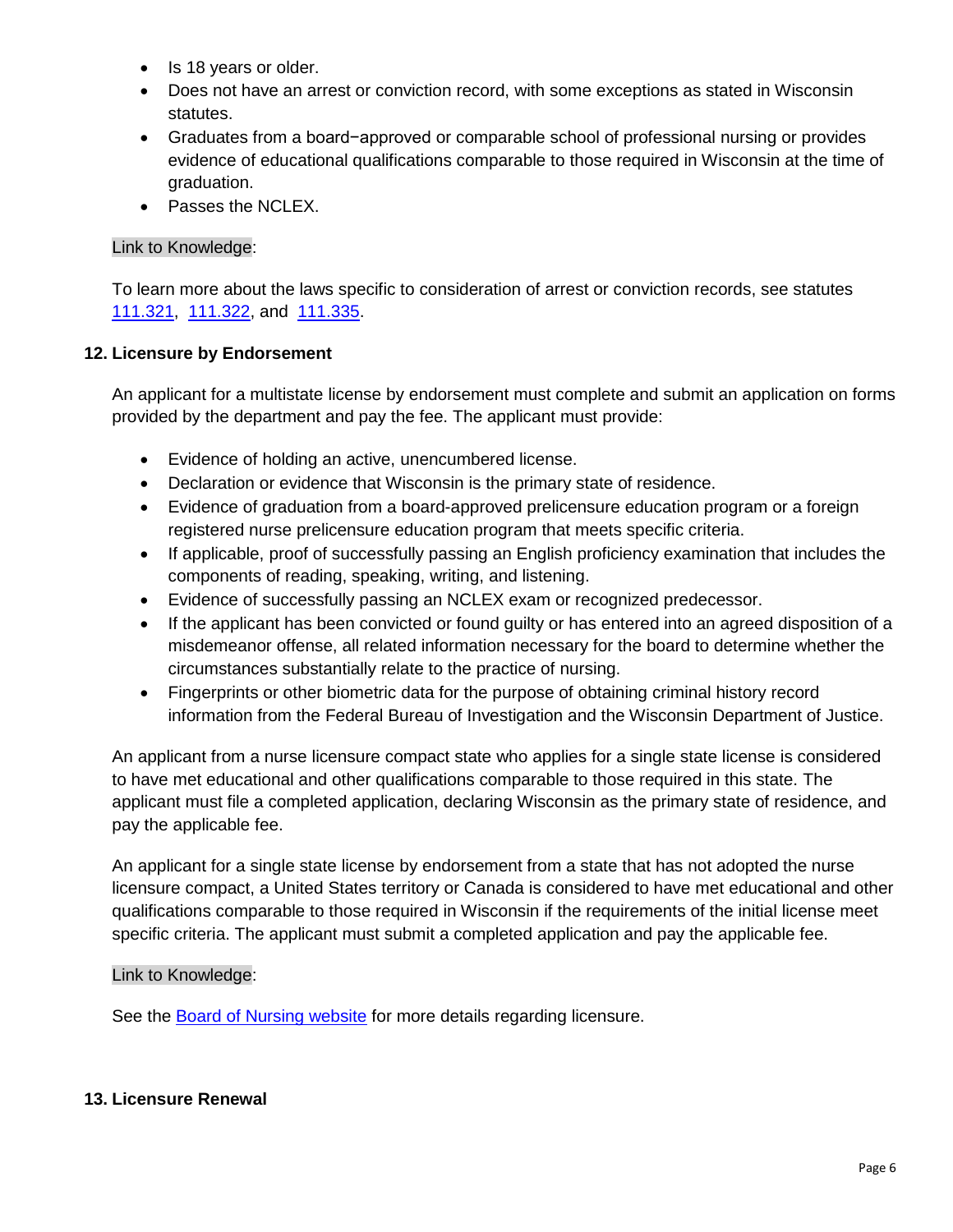- Is 18 years or older.
- Does not have an arrest or conviction record, with some exceptions as stated in Wisconsin statutes.
- Graduates from a board−approved or comparable school of professional nursing or provides evidence of educational qualifications comparable to those required in Wisconsin at the time of graduation.
- Passes the NCLEX.

Link to Knowledge:

To learn more about the laws specific to consideration of arrest or conviction records, see statutes 111.321, 111.322, and 111.335.

### 12. Licensure by Endorsement

An applicant for a multistate license by endorsement must complete and submit an application on forms provided by the department and pay the fee. The applicant must provide:

- Evidence of holding an active, unencumbered license.
- Declaration or evidence that Wisconsin is the primary state of residence.
- Evidence of graduation from a board-approved prelicensure education program or a foreign registered nurse prelicensure education program that meets specific criteria.
- If applicable, proof of successfully passing an English proficiency examination that includes the components of reading, speaking, writing, and listening.
- Evidence of successfully passing an NCLEX exam or recognized predecessor.
- If the applicant has been convicted or found guilty or has entered into an agreed disposition of a misdemeanor offense, all related information necessary for the board to determine whether the circumstances substantially relate to the practice of nursing.
- Fingerprints or other biometric data for the purpose of obtaining criminal history record information from the Federal Bureau of Investigation and the Wisconsin Department of Justice.

An applicant from a nurse licensure compact state who applies for a single state license is considered to have met educational and other qualifications comparable to those required in this state. The applicant must file a completed application, declaring Wisconsin as the primary state of residence, and pay the applicable fee.

An applicant for a single state license by endorsement from a state that has not adopted the nurse licensure compact, a United States territory or Canada is considered to have met educational and other qualifications comparable to those required in Wisconsin if the requirements of the initial license meet specific criteria. The applicant must submit a completed application and pay the applicable fee.

Link to Knowledge:

See the Board of Nursing website for more details regarding licensure.

### 13. Licensure Renewal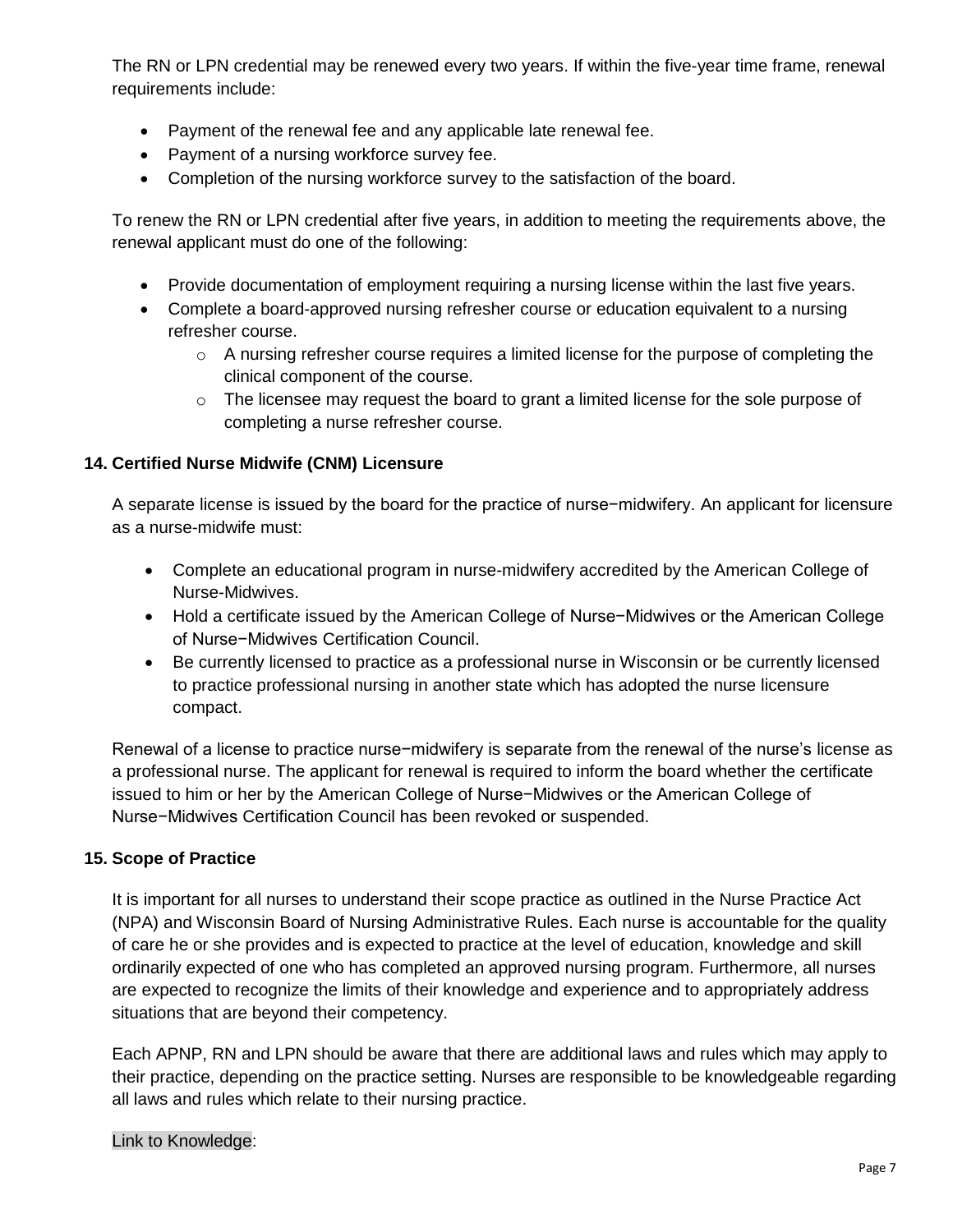The RN or LPN credential may be renewed every two years. If within the five-year time frame, renewal requirements include:

- Payment of the renewal fee and any applicable late renewal fee.
- Payment of a nursing workforce survey fee.
- Completion of the nursing workforce survey to the satisfaction of the board.

To renew the RN or LPN credential after five years, in addition to meeting the requirements above, the renewal applicant must do one of the following:

- Provide documentation of employment requiring a nursing license within the last five years.
- Complete a board-approved nursing refresher course or education equivalent to a nursing refresher course.
    - A nursing refresher course requires a limited license for the purpose of completing the clinical component of the course.
    - The licensee may request the board to grant a limited license for the sole purpose of completing a nurse refresher course.

### 14. Certified Nurse Midwife (CNM) Licensure

A separate license is issued by the board for the practice of nurse−midwifery. An applicant for licensure as a nurse-midwife must:

- Complete an educational program in nurse-midwifery accredited by the American College of Nurse-Midwives.
- Hold a certificate issued by the American College of Nurse−Midwives or the American College of Nurse−Midwives Certification Council.
- Be currently licensed to practice as a professional nurse in Wisconsin or be currently licensed to practice professional nursing in another state which has adopted the nurse licensure compact.

Renewal of a license to practice nurse−midwifery is separate from the renewal of the nurse's license as a professional nurse. The applicant for renewal is required to inform the board whether the certificate issued to him or her by the American College of Nurse−Midwives or the American College of Nurse−Midwives Certification Council has been revoked or suspended.

### 15. Scope of Practice

It is important for all nurses to understand their scope practice as outlined in the Nurse Practice Act (NPA) and Wisconsin Board of Nursing Administrative Rules. Each nurse is accountable for the quality of care he or she provides and is expected to practice at the level of education, knowledge and skill ordinarily expected of one who has completed an approved nursing program. Furthermore, all nurses are expected to recognize the limits of their knowledge and experience and to appropriately address situations that are beyond their competency.

Each APNP, RN and LPN should be aware that there are additional laws and rules which may apply to their practice, depending on the practice setting. Nurses are responsible to be knowledgeable regarding all laws and rules which relate to their nursing practice.

Link to Knowledge: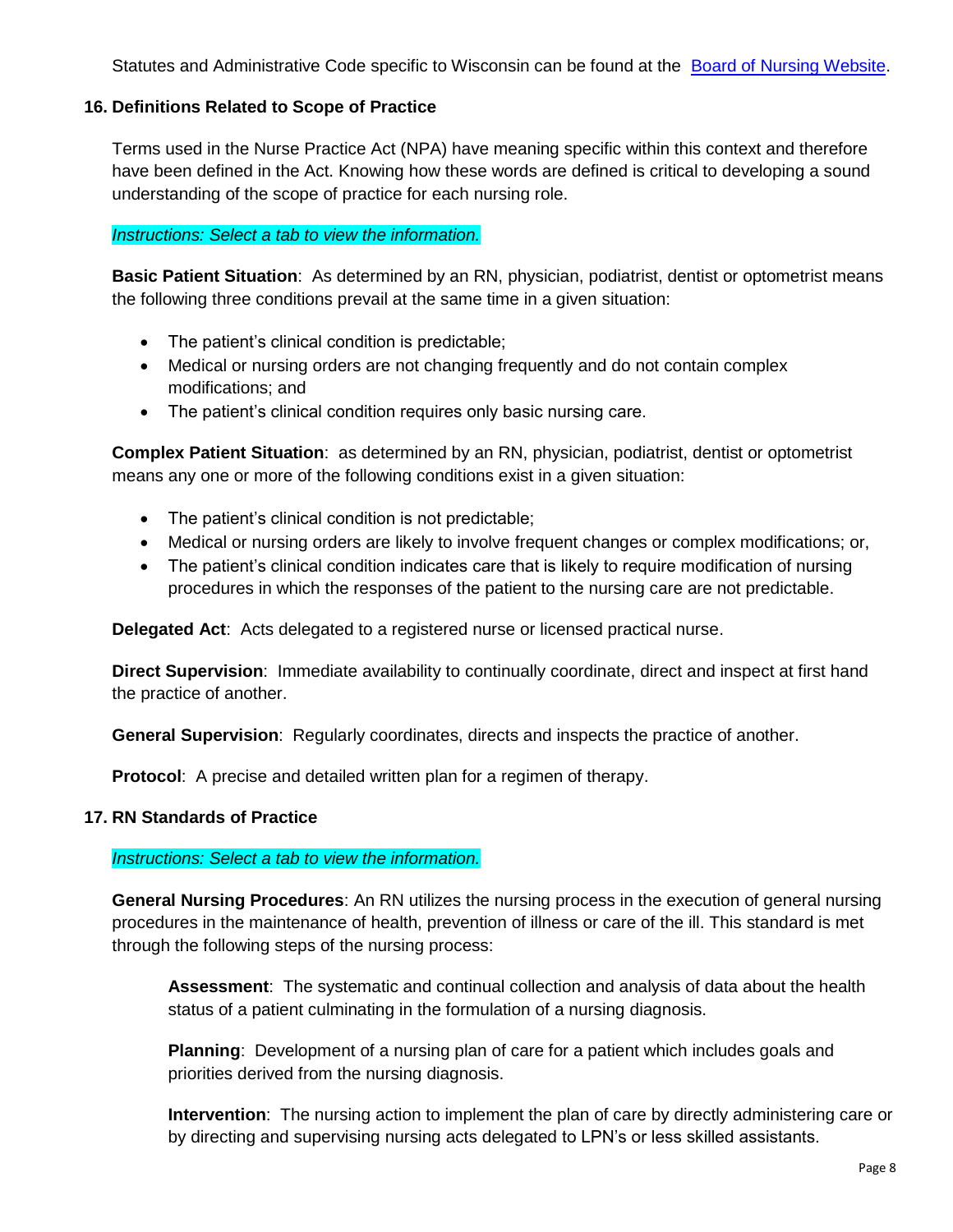Statutes and Administrative Code specific to Wisconsin can be found at the [Board of Nursing Website](#).

## 16. Definitions Related to Scope of Practice

Terms used in the Nurse Practice Act (NPA) have meaning specific within this context and therefore have been defined in the Act. Knowing how these words are defined is critical to developing a sound understanding of the scope of practice for each nursing role.

*Instructions: Select a tab to view the information.*

**Basic Patient Situation**: As determined by an RN, physician, podiatrist, dentist or optometrist means the following three conditions prevail at the same time in a given situation:

- The patient's clinical condition is predictable;
- Medical or nursing orders are not changing frequently and do not contain complex modifications; and
- The patient's clinical condition requires only basic nursing care.

**Complex Patient Situation**: as determined by an RN, physician, podiatrist, dentist or optometrist means any one or more of the following conditions exist in a given situation:

- The patient's clinical condition is not predictable;
- Medical or nursing orders are likely to involve frequent changes or complex modifications; or,
- The patient's clinical condition indicates care that is likely to require modification of nursing procedures in which the responses of the patient to the nursing care are not predictable.

**Delegated Act**: Acts delegated to a registered nurse or licensed practical nurse.

**Direct Supervision**: Immediate availability to continually coordinate, direct and inspect at first hand the practice of another.

**General Supervision**: Regularly coordinates, directs and inspects the practice of another.

**Protocol**: A precise and detailed written plan for a regimen of therapy.

## 17. RN Standards of Practice

*Instructions: Select a tab to view the information.*

**General Nursing Procedures**: An RN utilizes the nursing process in the execution of general nursing procedures in the maintenance of health, prevention of illness or care of the ill. This standard is met through the following steps of the nursing process:

> **Assessment**: The systematic and continual collection and analysis of data about the health status of a patient culminating in the formulation of a nursing diagnosis.
>
> **Planning**: Development of a nursing plan of care for a patient which includes goals and priorities derived from the nursing diagnosis.
>
> **Intervention**: The nursing action to implement the plan of care by directly administering care or by directing and supervising nursing acts delegated to LPN's or less skilled assistants.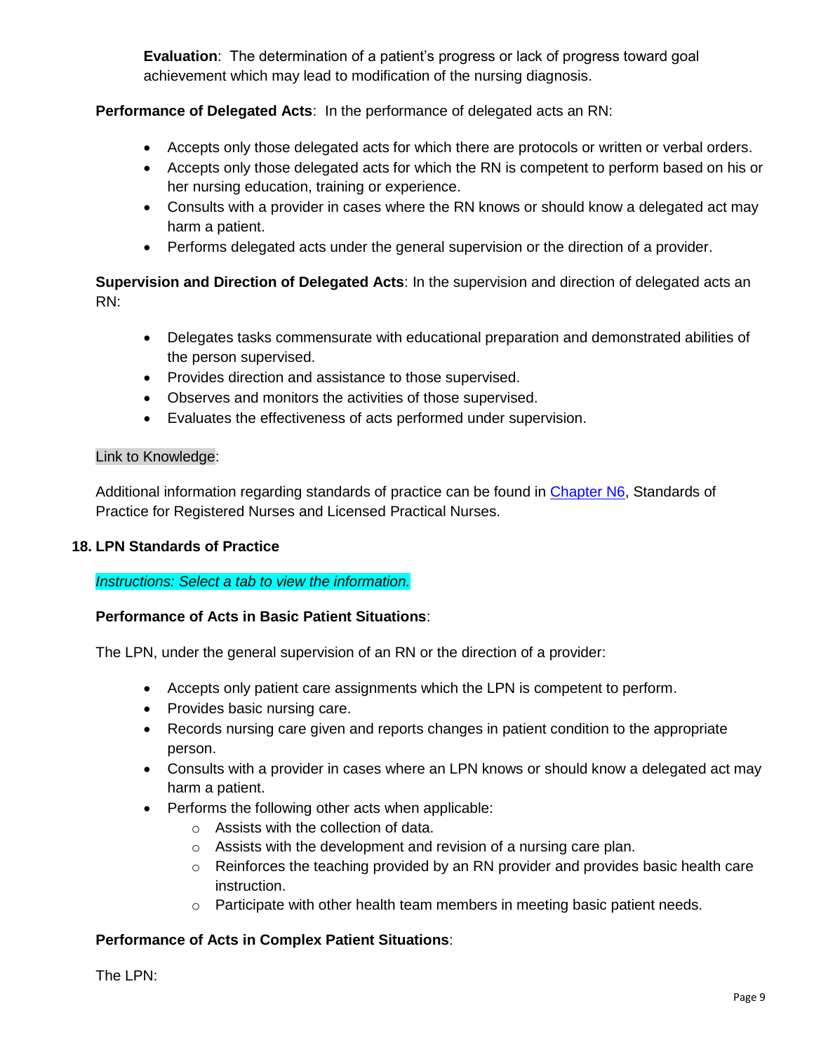**Evaluation**: The determination of a patient's progress or lack of progress toward goal achievement which may lead to modification of the nursing diagnosis.

**Performance of Delegated Acts**: In the performance of delegated acts an RN:

- Accepts only those delegated acts for which there are protocols or written or verbal orders.
- Accepts only those delegated acts for which the RN is competent to perform based on his or her nursing education, training or experience.
- Consults with a provider in cases where the RN knows or should know a delegated act may harm a patient.
- Performs delegated acts under the general supervision or the direction of a provider.

**Supervision and Direction of Delegated Acts**: In the supervision and direction of delegated acts an RN:

- Delegates tasks commensurate with educational preparation and demonstrated abilities of the person supervised.
- Provides direction and assistance to those supervised.
- Observes and monitors the activities of those supervised.
- Evaluates the effectiveness of acts performed under supervision.

Link to Knowledge:

Additional information regarding standards of practice can be found in Chapter N6, Standards of Practice for Registered Nurses and Licensed Practical Nurses.

### 18. LPN Standards of Practice

*Instructions: Select a tab to view the information.*

**Performance of Acts in Basic Patient Situations**:

The LPN, under the general supervision of an RN or the direction of a provider:

- Accepts only patient care assignments which the LPN is competent to perform.
- Provides basic nursing care.
- Records nursing care given and reports changes in patient condition to the appropriate person.
- Consults with a provider in cases where an LPN knows or should know a delegated act may harm a patient.
- Performs the following other acts when applicable:
  - Assists with the collection of data.
  - Assists with the development and revision of a nursing care plan.
  - Reinforces the teaching provided by an RN provider and provides basic health care instruction.
  - Participate with other health team members in meeting basic patient needs.

**Performance of Acts in Complex Patient Situations**:

The LPN: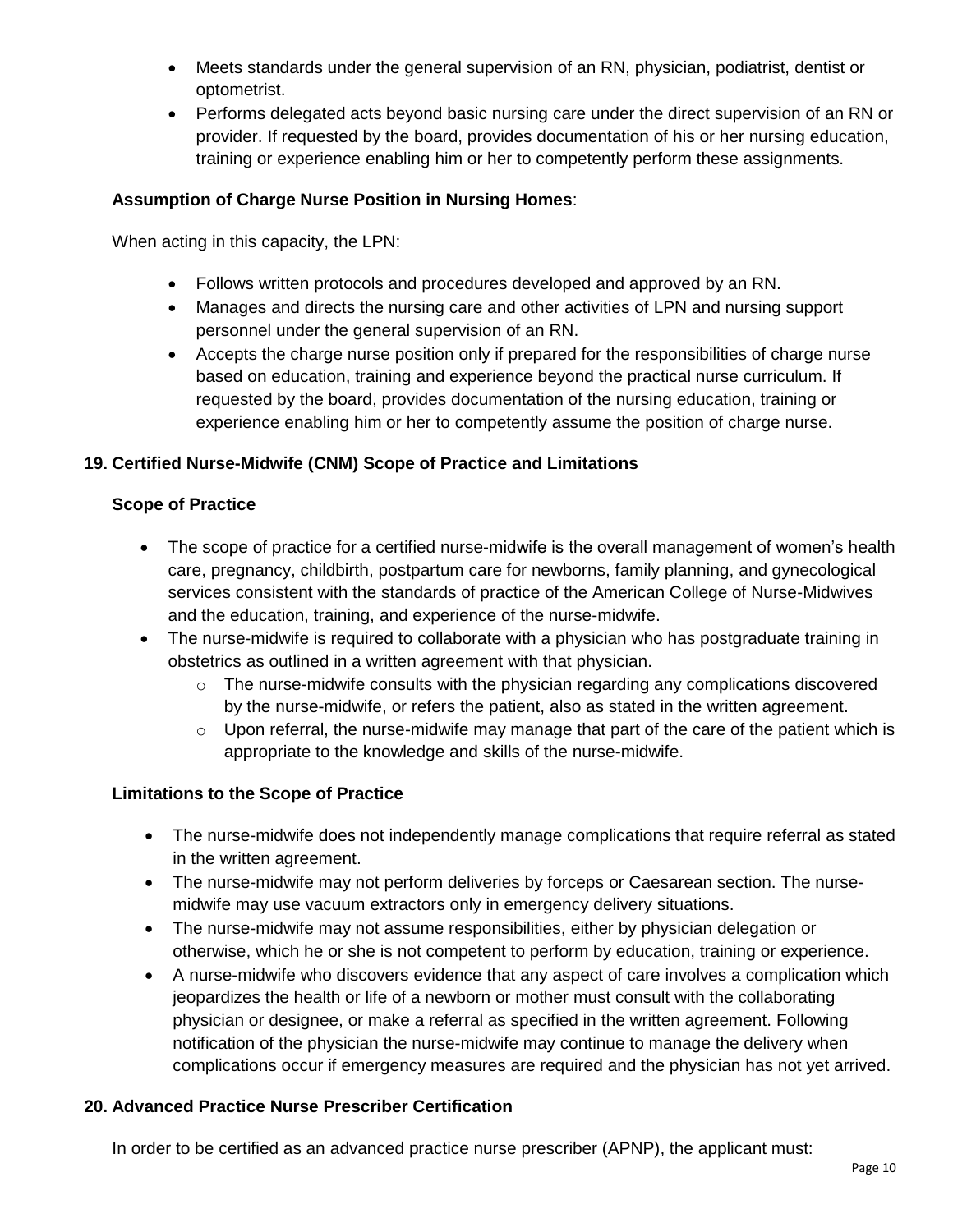- Meets standards under the general supervision of an RN, physician, podiatrist, dentist or optometrist.
- Performs delegated acts beyond basic nursing care under the direct supervision of an RN or provider. If requested by the board, provides documentation of his or her nursing education, training or experience enabling him or her to competently perform these assignments.

**Assumption of Charge Nurse Position in Nursing Homes**:

When acting in this capacity, the LPN:

- Follows written protocols and procedures developed and approved by an RN.
- Manages and directs the nursing care and other activities of LPN and nursing support personnel under the general supervision of an RN.
- Accepts the charge nurse position only if prepared for the responsibilities of charge nurse based on education, training and experience beyond the practical nurse curriculum. If requested by the board, provides documentation of the nursing education, training or experience enabling him or her to competently assume the position of charge nurse.

### 19. Certified Nurse-Midwife (CNM) Scope of Practice and Limitations

**Scope of Practice**

- The scope of practice for a certified nurse-midwife is the overall management of women's health care, pregnancy, childbirth, postpartum care for newborns, family planning, and gynecological services consistent with the standards of practice of the American College of Nurse-Midwives and the education, training, and experience of the nurse-midwife.
- The nurse-midwife is required to collaborate with a physician who has postgraduate training in obstetrics as outlined in a written agreement with that physician.
  - The nurse-midwife consults with the physician regarding any complications discovered by the nurse-midwife, or refers the patient, also as stated in the written agreement.
  - Upon referral, the nurse-midwife may manage that part of the care of the patient which is appropriate to the knowledge and skills of the nurse-midwife.

**Limitations to the Scope of Practice**

- The nurse-midwife does not independently manage complications that require referral as stated in the written agreement.
- The nurse-midwife may not perform deliveries by forceps or Caesarean section. The nurse-midwife may use vacuum extractors only in emergency delivery situations.
- The nurse-midwife may not assume responsibilities, either by physician delegation or otherwise, which he or she is not competent to perform by education, training or experience.
- A nurse-midwife who discovers evidence that any aspect of care involves a complication which jeopardizes the health or life of a newborn or mother must consult with the collaborating physician or designee, or make a referral as specified in the written agreement. Following notification of the physician the nurse-midwife may continue to manage the delivery when complications occur if emergency measures are required and the physician has not yet arrived.

### 20. Advanced Practice Nurse Prescriber Certification

In order to be certified as an advanced practice nurse prescriber (APNP), the applicant must: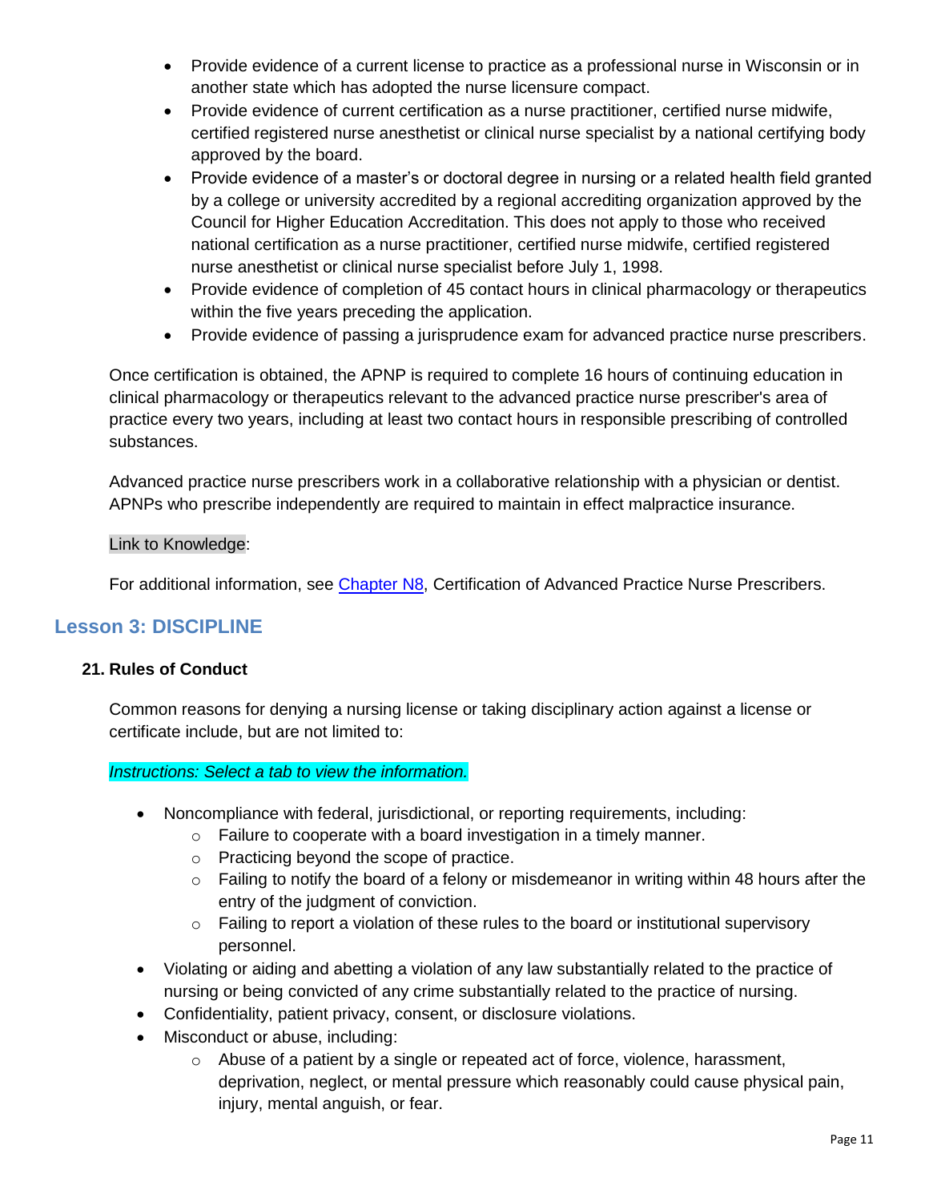- Provide evidence of a current license to practice as a professional nurse in Wisconsin or in another state which has adopted the nurse licensure compact.
- Provide evidence of current certification as a nurse practitioner, certified nurse midwife, certified registered nurse anesthetist or clinical nurse specialist by a national certifying body approved by the board.
- Provide evidence of a master's or doctoral degree in nursing or a related health field granted by a college or university accredited by a regional accrediting organization approved by the Council for Higher Education Accreditation. This does not apply to those who received national certification as a nurse practitioner, certified nurse midwife, certified registered nurse anesthetist or clinical nurse specialist before July 1, 1998.
- Provide evidence of completion of 45 contact hours in clinical pharmacology or therapeutics within the five years preceding the application.
- Provide evidence of passing a jurisprudence exam for advanced practice nurse prescribers.

Once certification is obtained, the APNP is required to complete 16 hours of continuing education in clinical pharmacology or therapeutics relevant to the advanced practice nurse prescriber's area of practice every two years, including at least two contact hours in responsible prescribing of controlled substances.

Advanced practice nurse prescribers work in a collaborative relationship with a physician or dentist. APNPs who prescribe independently are required to maintain in effect malpractice insurance.

Link to Knowledge:

For additional information, see [Chapter N8](), Certification of Advanced Practice Nurse Prescribers.

## Lesson 3: DISCIPLINE

### 21. Rules of Conduct

Common reasons for denying a nursing license or taking disciplinary action against a license or certificate include, but are not limited to:

*Instructions: Select a tab to view the information.*

- Noncompliance with federal, jurisdictional, or reporting requirements, including:
  - Failure to cooperate with a board investigation in a timely manner.
  - Practicing beyond the scope of practice.
  - Failing to notify the board of a felony or misdemeanor in writing within 48 hours after the entry of the judgment of conviction.
  - Failing to report a violation of these rules to the board or institutional supervisory personnel.
- Violating or aiding and abetting a violation of any law substantially related to the practice of nursing or being convicted of any crime substantially related to the practice of nursing.
- Confidentiality, patient privacy, consent, or disclosure violations.
- Misconduct or abuse, including:
  - Abuse of a patient by a single or repeated act of force, violence, harassment, deprivation, neglect, or mental pressure which reasonably could cause physical pain, injury, mental anguish, or fear.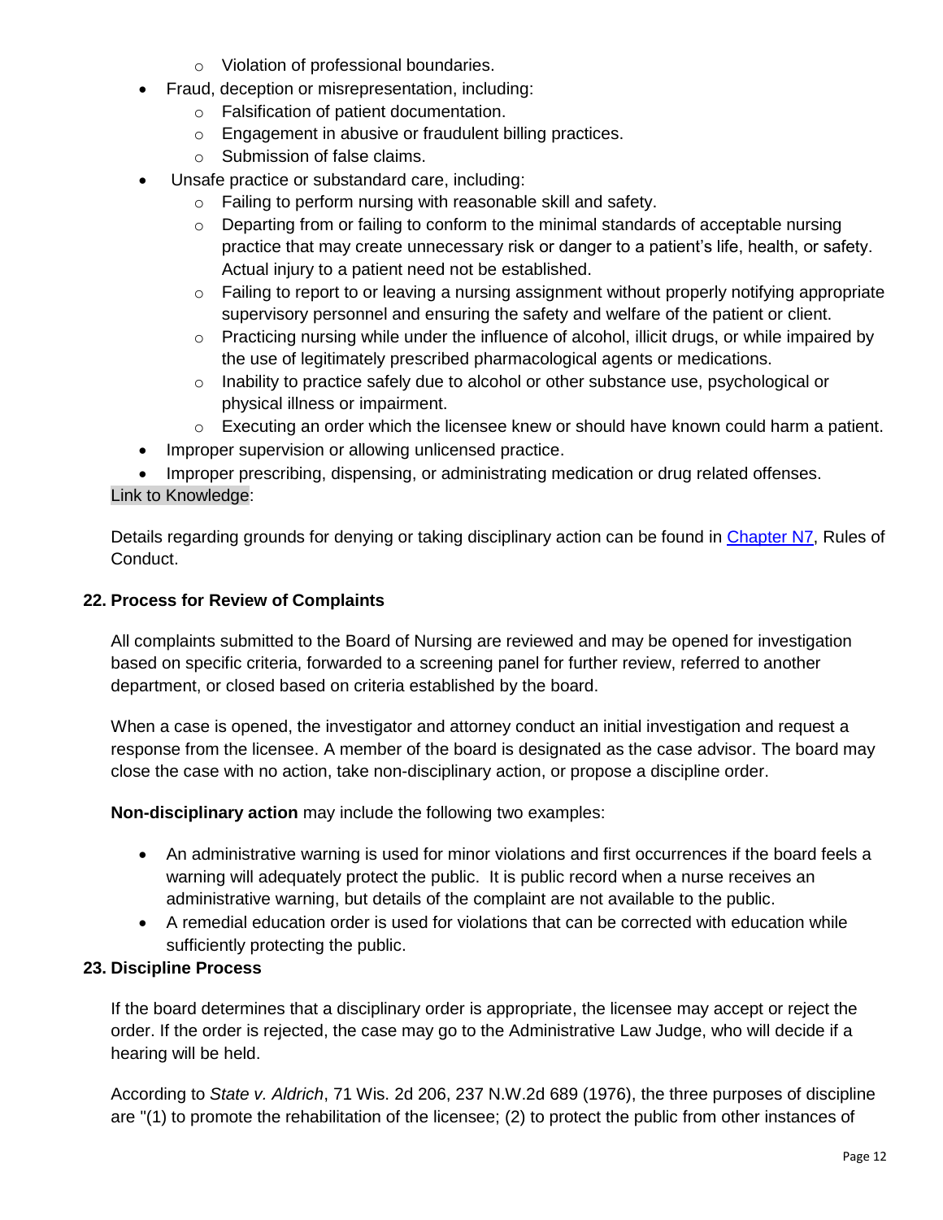- Violation of professional boundaries.
- Fraud, deception or misrepresentation, including:
    - Falsification of patient documentation.
    - Engagement in abusive or fraudulent billing practices.
    - Submission of false claims.
- Unsafe practice or substandard care, including:
    - Failing to perform nursing with reasonable skill and safety.
    - Departing from or failing to conform to the minimal standards of acceptable nursing practice that may create unnecessary risk or danger to a patient's life, health, or safety. Actual injury to a patient need not be established.
    - Failing to report to or leaving a nursing assignment without properly notifying appropriate supervisory personnel and ensuring the safety and welfare of the patient or client.
    - Practicing nursing while under the influence of alcohol, illicit drugs, or while impaired by the use of legitimately prescribed pharmacological agents or medications.
    - Inability to practice safely due to alcohol or other substance use, psychological or physical illness or impairment.
    - Executing an order which the licensee knew or should have known could harm a patient.
- Improper supervision or allowing unlicensed practice.
- Improper prescribing, dispensing, or administrating medication or drug related offenses.

Link to Knowledge:

Details regarding grounds for denying or taking disciplinary action can be found in Chapter N7, Rules of Conduct.

### 22. Process for Review of Complaints

All complaints submitted to the Board of Nursing are reviewed and may be opened for investigation based on specific criteria, forwarded to a screening panel for further review, referred to another department, or closed based on criteria established by the board.

When a case is opened, the investigator and attorney conduct an initial investigation and request a response from the licensee. A member of the board is designated as the case advisor. The board may close the case with no action, take non-disciplinary action, or propose a discipline order.

**Non-disciplinary action** may include the following two examples:

- An administrative warning is used for minor violations and first occurrences if the board feels a warning will adequately protect the public. It is public record when a nurse receives an administrative warning, but details of the complaint are not available to the public.
- A remedial education order is used for violations that can be corrected with education while sufficiently protecting the public.

### 23. Discipline Process

If the board determines that a disciplinary order is appropriate, the licensee may accept or reject the order. If the order is rejected, the case may go to the Administrative Law Judge, who will decide if a hearing will be held.

According to *State v. Aldrich*, 71 Wis. 2d 206, 237 N.W.2d 689 (1976), the three purposes of discipline are "(1) to promote the rehabilitation of the licensee; (2) to protect the public from other instances of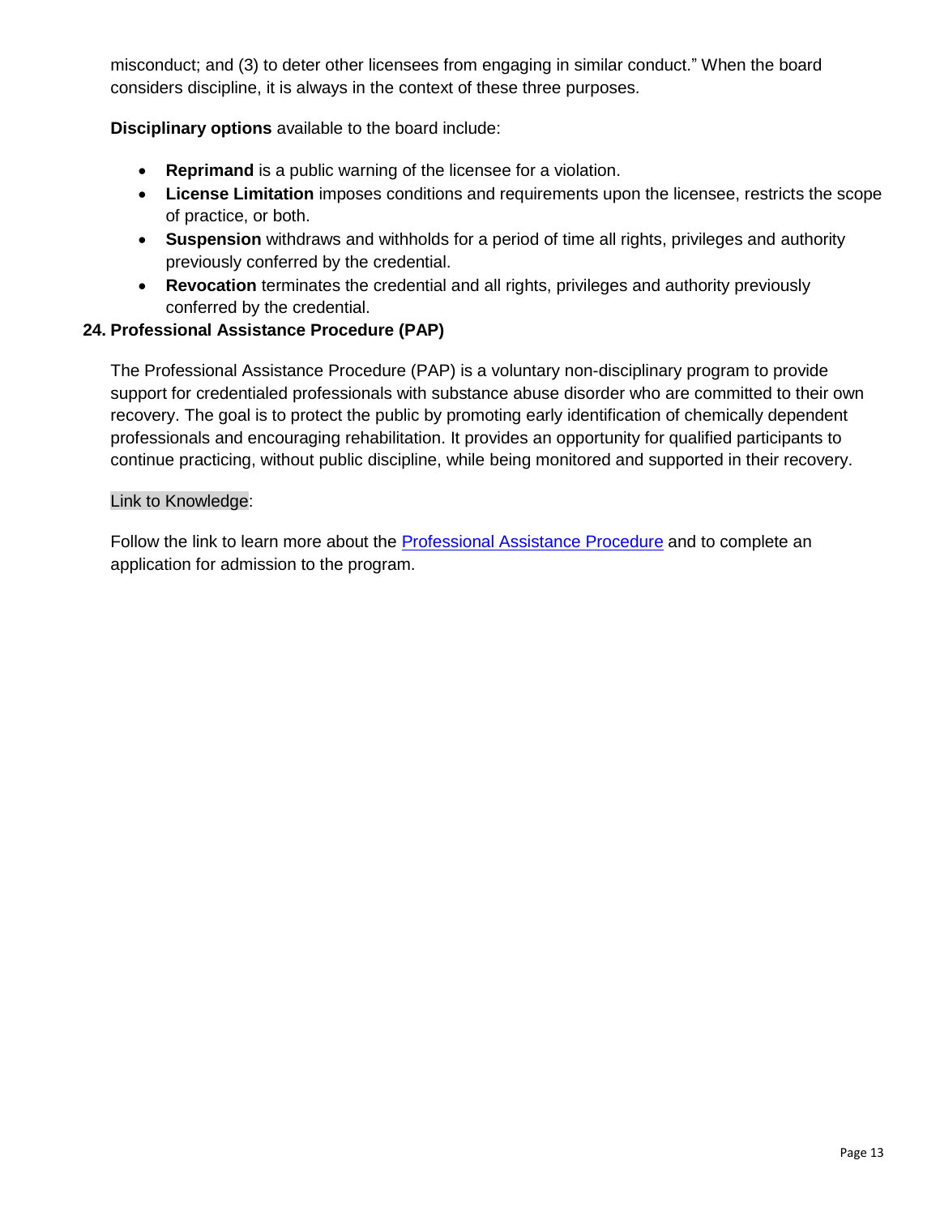misconduct; and (3) to deter other licensees from engaging in similar conduct." When the board considers discipline, it is always in the context of these three purposes.

**Disciplinary options** available to the board include:

- **Reprimand** is a public warning of the licensee for a violation.
- **License Limitation** imposes conditions and requirements upon the licensee, restricts the scope of practice, or both.
- **Suspension** withdraws and withholds for a period of time all rights, privileges and authority previously conferred by the credential.
- **Revocation** terminates the credential and all rights, privileges and authority previously conferred by the credential.

### 24. Professional Assistance Procedure (PAP)

The Professional Assistance Procedure (PAP) is a voluntary non-disciplinary program to provide support for credentialed professionals with substance abuse disorder who are committed to their own recovery. The goal is to protect the public by promoting early identification of chemically dependent professionals and encouraging rehabilitation. It provides an opportunity for qualified participants to continue practicing, without public discipline, while being monitored and supported in their recovery.

Link to Knowledge:

Follow the link to learn more about the Professional Assistance Procedure and to complete an application for admission to the program.